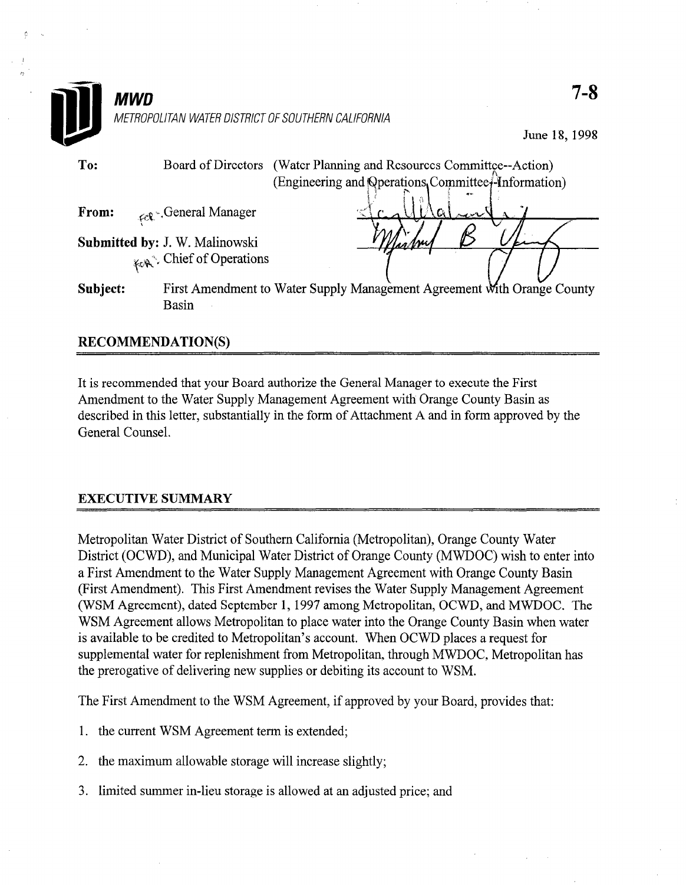**MWD**

METROPOLITAN WATER DISTRICT OF SOUTHERN CALIFORNIA

7-8

June 18, 1998

**To:** Board of Directors (Water Planning and Resources Committee--Action) (Engineering and Operations Committee--Information)

**From:** General Manager

**Submitted by:** J. W. Malinowski
Chief of Operations

**Subject:** First Amendment to Water Supply Management Agreement with Orange County Basin

## RECOMMENDATION(S)

It is recommended that your Board authorize the General Manager to execute the First Amendment to the Water Supply Management Agreement with Orange County Basin as described in this letter, substantially in the form of Attachment A and in form approved by the General Counsel.

## EXECUTIVE SUMMARY

Metropolitan Water District of Southern California (Metropolitan), Orange County Water District (OCWD), and Municipal Water District of Orange County (MWDOC) wish to enter into a First Amendment to the Water Supply Management Agreement with Orange County Basin (First Amendment). This First Amendment revises the Water Supply Management Agreement (WSM Agreement), dated September 1, 1997 among Metropolitan, OCWD, and MWDOC. The WSM Agreement allows Metropolitan to place water into the Orange County Basin when water is available to be credited to Metropolitan's account. When OCWD places a request for supplemental water for replenishment from Metropolitan, through MWDOC, Metropolitan has the prerogative of delivering new supplies or debiting its account to WSM.

The First Amendment to the WSM Agreement, if approved by your Board, provides that:

1. the current WSM Agreement term is extended;
2. the maximum allowable storage will increase slightly;
3. limited summer in-lieu storage is allowed at an adjusted price; and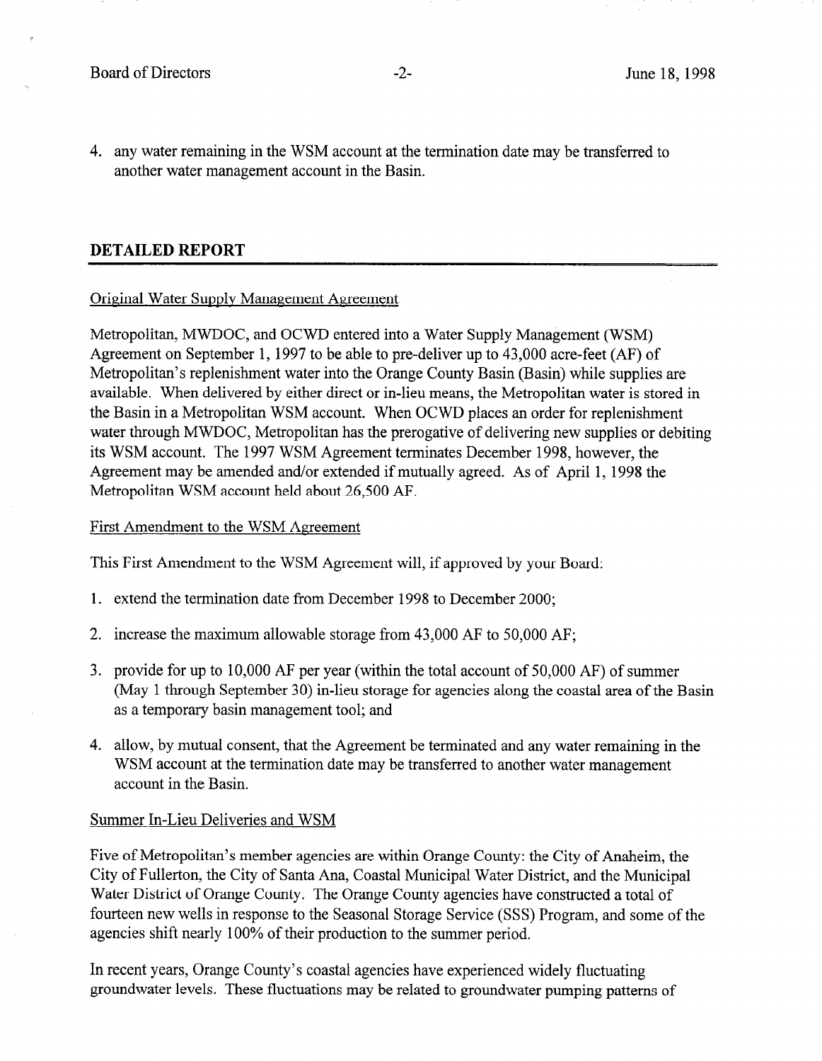4. any water remaining in the WSM account at the termination date may be transferred to another water management account in the Basin.

## DETAILED REPORT

Original Water Supply Management Agreement

Metropolitan, MWDOC, and OCWD entered into a Water Supply Management (WSM) Agreement on September 1, 1997 to be able to pre-deliver up to 43,000 acre-feet (AF) of Metropolitan's replenishment water into the Orange County Basin (Basin) while supplies are available. When delivered by either direct or in-lieu means, the Metropolitan water is stored in the Basin in a Metropolitan WSM account. When OCWD places an order for replenishment water through MWDOC, Metropolitan has the prerogative of delivering new supplies or debiting its WSM account. The 1997 WSM Agreement terminates December 1998, however, the Agreement may be amended and/or extended if mutually agreed. As of April 1, 1998 the Metropolitan WSM account held about 26,500 AF.

First Amendment to the WSM Agreement

This First Amendment to the WSM Agreement will, if approved by your Board:

1. extend the termination date from December 1998 to December 2000;
2. increase the maximum allowable storage from 43,000 AF to 50,000 AF;
3. provide for up to 10,000 AF per year (within the total account of 50,000 AF) of summer (May 1 through September 30) in-lieu storage for agencies along the coastal area of the Basin as a temporary basin management tool; and
4. allow, by mutual consent, that the Agreement be terminated and any water remaining in the WSM account at the termination date may be transferred to another water management account in the Basin.

Summer In-Lieu Deliveries and WSM

Five of Metropolitan's member agencies are within Orange County: the City of Anaheim, the City of Fullerton, the City of Santa Ana, Coastal Municipal Water District, and the Municipal Water District of Orange County. The Orange County agencies have constructed a total of fourteen new wells in response to the Seasonal Storage Service (SSS) Program, and some of the agencies shift nearly 100% of their production to the summer period.

In recent years, Orange County's coastal agencies have experienced widely fluctuating groundwater levels. These fluctuations may be related to groundwater pumping patterns of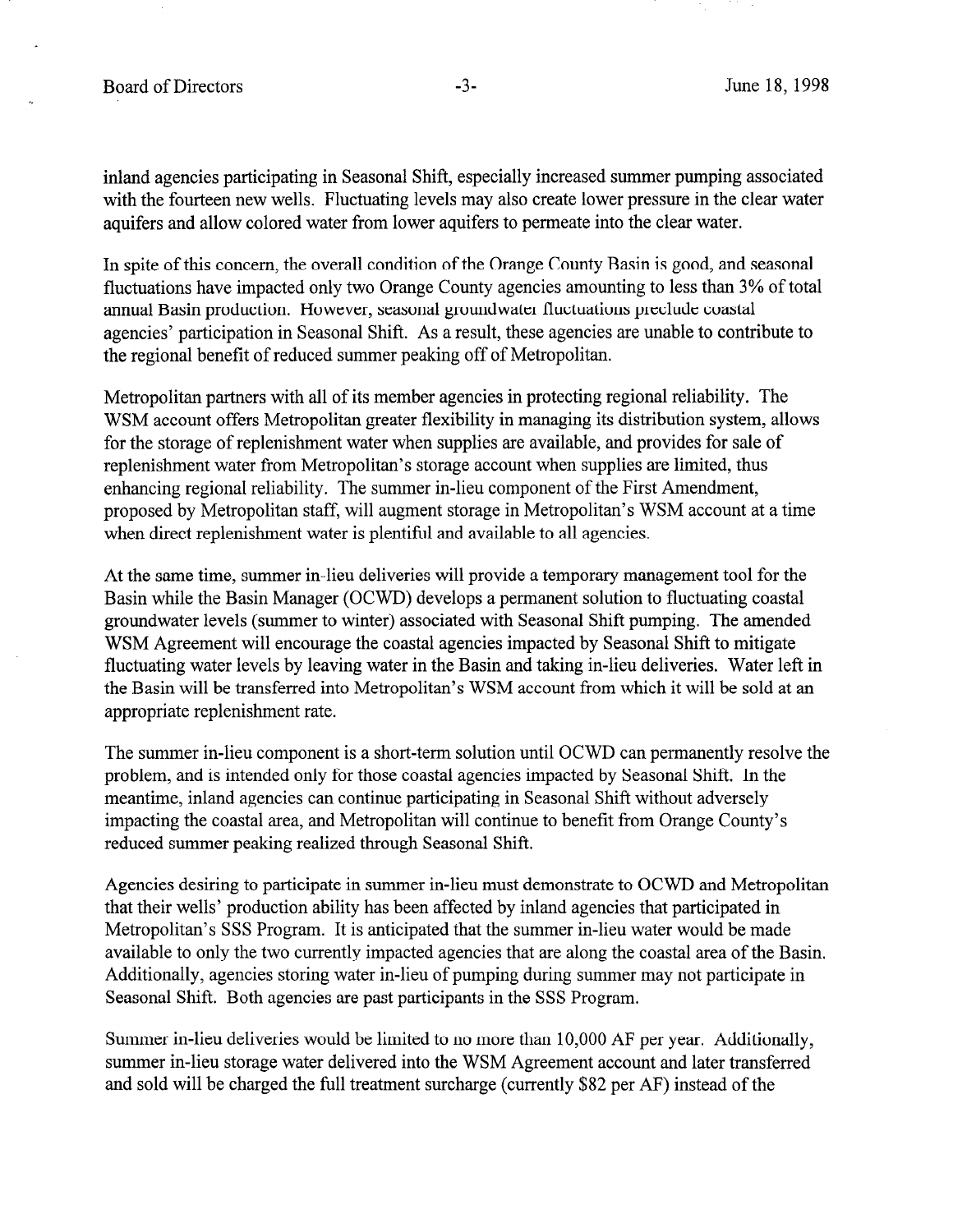inland agencies participating in Seasonal Shift, especially increased summer pumping associated with the fourteen new wells. Fluctuating levels may also create lower pressure in the clear water aquifers and allow colored water from lower aquifers to permeate into the clear water.

In spite of this concern, the overall condition of the Orange County Basin is good, and seasonal fluctuations have impacted only two Orange County agencies amounting to less than 3% of total annual Basin production. However, seasonal groundwater fluctuations preclude coastal agencies' participation in Seasonal Shift. As a result, these agencies are unable to contribute to the regional benefit of reduced summer peaking off of Metropolitan.

Metropolitan partners with all of its member agencies in protecting regional reliability. The WSM account offers Metropolitan greater flexibility in managing its distribution system, allows for the storage of replenishment water when supplies are available, and provides for sale of replenishment water from Metropolitan's storage account when supplies are limited, thus enhancing regional reliability. The summer in-lieu component of the First Amendment, proposed by Metropolitan staff, will augment storage in Metropolitan's WSM account at a time when direct replenishment water is plentiful and available to all agencies.

At the same time, summer in-lieu deliveries will provide a temporary management tool for the Basin while the Basin Manager (OCWD) develops a permanent solution to fluctuating coastal groundwater levels (summer to winter) associated with Seasonal Shift pumping. The amended WSM Agreement will encourage the coastal agencies impacted by Seasonal Shift to mitigate fluctuating water levels by leaving water in the Basin and taking in-lieu deliveries. Water left in the Basin will be transferred into Metropolitan's WSM account from which it will be sold at an appropriate replenishment rate.

The summer in-lieu component is a short-term solution until OCWD can permanently resolve the problem, and is intended only for those coastal agencies impacted by Seasonal Shift. In the meantime, inland agencies can continue participating in Seasonal Shift without adversely impacting the coastal area, and Metropolitan will continue to benefit from Orange County's reduced summer peaking realized through Seasonal Shift.

Agencies desiring to participate in summer in-lieu must demonstrate to OCWD and Metropolitan that their wells' production ability has been affected by inland agencies that participated in Metropolitan's SSS Program. It is anticipated that the summer in-lieu water would be made available to only the two currently impacted agencies that are along the coastal area of the Basin. Additionally, agencies storing water in-lieu of pumping during summer may not participate in Seasonal Shift. Both agencies are past participants in the SSS Program.

Summer in-lieu deliveries would be limited to no more than 10,000 AF per year. Additionally, summer in-lieu storage water delivered into the WSM Agreement account and later transferred and sold will be charged the full treatment surcharge (currently $82 per AF) instead of the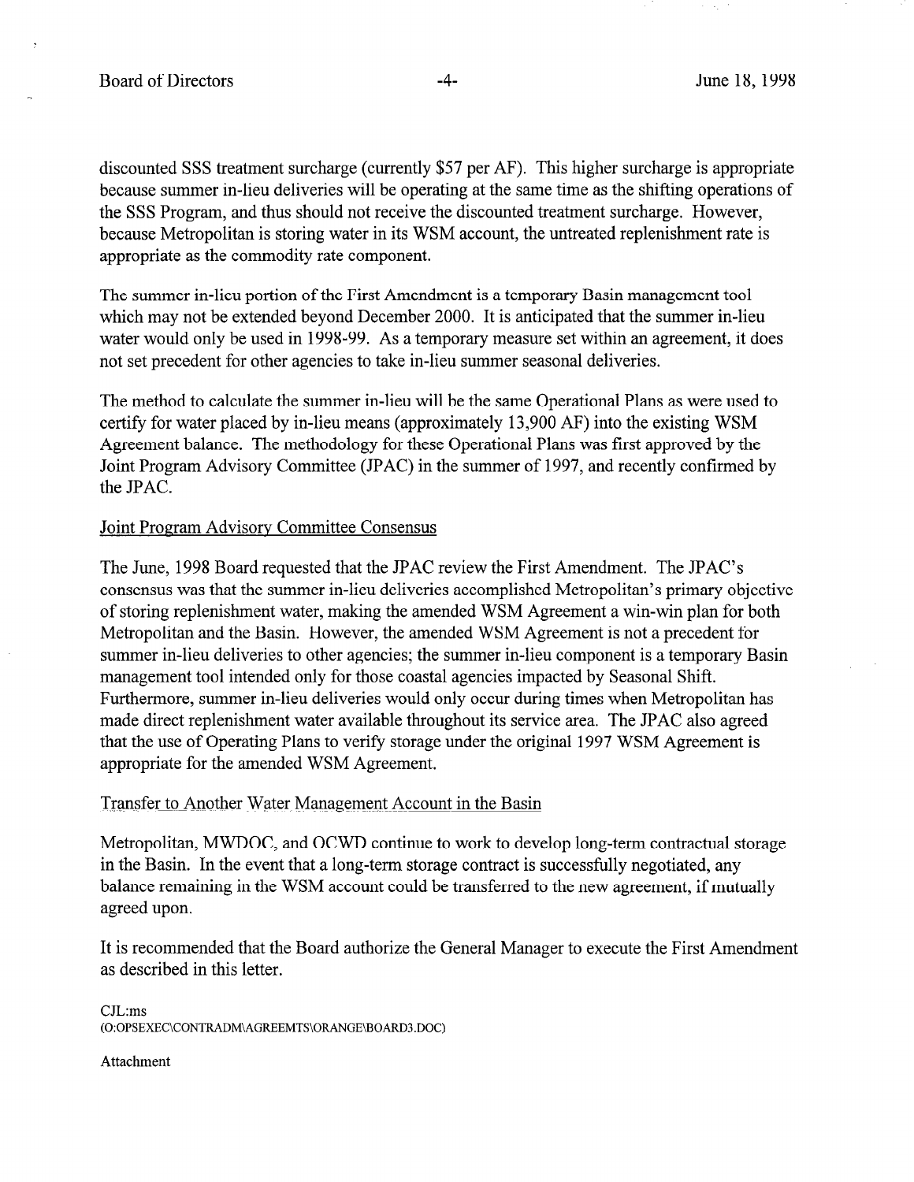discounted SSS treatment surcharge (currently $57 per AF). This higher surcharge is appropriate because summer in-lieu deliveries will be operating at the same time as the shifting operations of the SSS Program, and thus should not receive the discounted treatment surcharge. However, because Metropolitan is storing water in its WSM account, the untreated replenishment rate is appropriate as the commodity rate component.

The summer in-lieu portion of the First Amendment is a temporary Basin management tool which may not be extended beyond December 2000. It is anticipated that the summer in-lieu water would only be used in 1998-99. As a temporary measure set within an agreement, it does not set precedent for other agencies to take in-lieu summer seasonal deliveries.

The method to calculate the summer in-lieu will be the same Operational Plans as were used to certify for water placed by in-lieu means (approximately 13,900 AF) into the existing WSM Agreement balance. The methodology for these Operational Plans was first approved by the Joint Program Advisory Committee (JPAC) in the summer of 1997, and recently confirmed by the JPAC.

## Joint Program Advisory Committee Consensus

The June, 1998 Board requested that the JPAC review the First Amendment. The JPAC's consensus was that the summer in-lieu deliveries accomplished Metropolitan's primary objective of storing replenishment water, making the amended WSM Agreement a win-win plan for both Metropolitan and the Basin. However, the amended WSM Agreement is not a precedent for summer in-lieu deliveries to other agencies; the summer in-lieu component is a temporary Basin management tool intended only for those coastal agencies impacted by Seasonal Shift. Furthermore, summer in-lieu deliveries would only occur during times when Metropolitan has made direct replenishment water available throughout its service area. The JPAC also agreed that the use of Operating Plans to verify storage under the original 1997 WSM Agreement is appropriate for the amended WSM Agreement.

## Transfer to Another Water Management Account in the Basin

Metropolitan, MWDOC, and OCWD continue to work to develop long-term contractual storage in the Basin. In the event that a long-term storage contract is successfully negotiated, any balance remaining in the WSM account could be transferred to the new agreement, if mutually agreed upon.

It is recommended that the Board authorize the General Manager to execute the First Amendment as described in this letter.

CJL:ms
(O:OPSEXEC\CONTRADM\AGREEMTS\ORANGE\BOARD3.DOC)

Attachment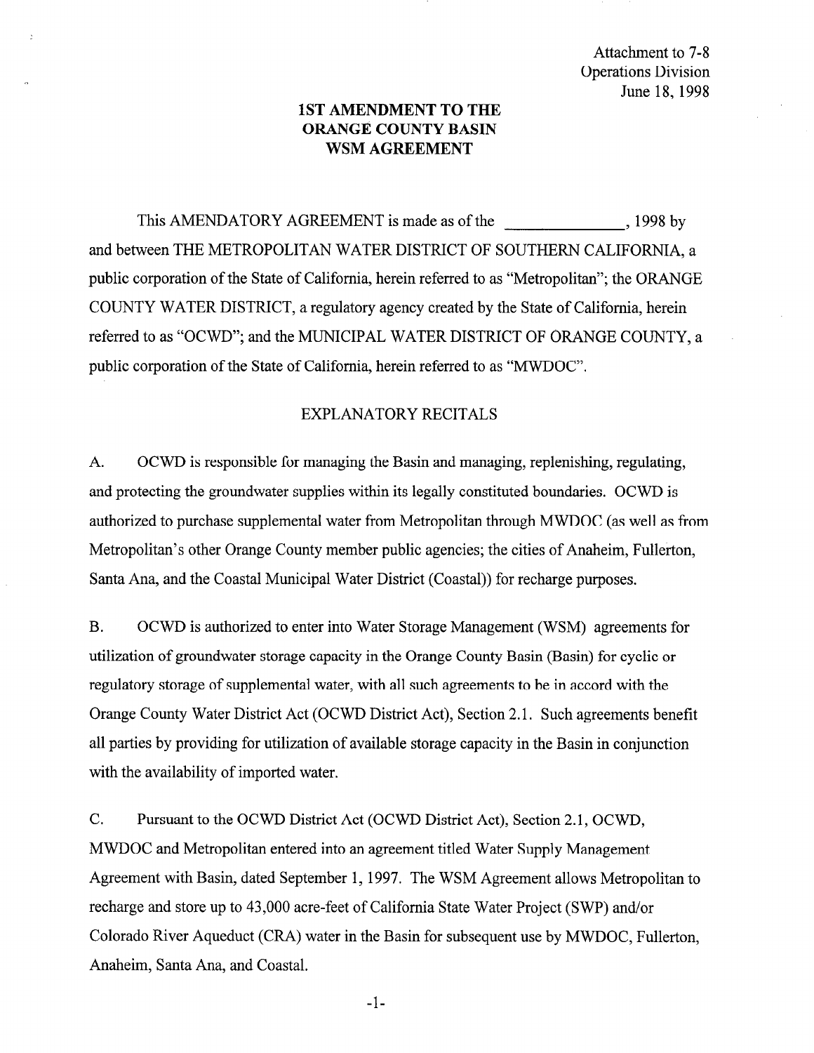Attachment to 7-8
Operations Division
June 18, 1998

# 1ST AMENDMENT TO THE ORANGE COUNTY BASIN WSM AGREEMENT

This AMENDATORY AGREEMENT is made as of the _______________, 1998 by and between THE METROPOLITAN WATER DISTRICT OF SOUTHERN CALIFORNIA, a public corporation of the State of California, herein referred to as "Metropolitan"; the ORANGE COUNTY WATER DISTRICT, a regulatory agency created by the State of California, herein referred to as "OCWD"; and the MUNICIPAL WATER DISTRICT OF ORANGE COUNTY, a public corporation of the State of California, herein referred to as "MWDOC".

## EXPLANATORY RECITALS

A. OCWD is responsible for managing the Basin and managing, replenishing, regulating, and protecting the groundwater supplies within its legally constituted boundaries. OCWD is authorized to purchase supplemental water from Metropolitan through MWDOC (as well as from Metropolitan's other Orange County member public agencies; the cities of Anaheim, Fullerton, Santa Ana, and the Coastal Municipal Water District (Coastal)) for recharge purposes.

B. OCWD is authorized to enter into Water Storage Management (WSM) agreements for utilization of groundwater storage capacity in the Orange County Basin (Basin) for cyclic or regulatory storage of supplemental water, with all such agreements to be in accord with the Orange County Water District Act (OCWD District Act), Section 2.1. Such agreements benefit all parties by providing for utilization of available storage capacity in the Basin in conjunction with the availability of imported water.

C. Pursuant to the OCWD District Act (OCWD District Act), Section 2.1, OCWD, MWDOC and Metropolitan entered into an agreement titled Water Supply Management Agreement with Basin, dated September 1, 1997. The WSM Agreement allows Metropolitan to recharge and store up to 43,000 acre-feet of California State Water Project (SWP) and/or Colorado River Aqueduct (CRA) water in the Basin for subsequent use by MWDOC, Fullerton, Anaheim, Santa Ana, and Coastal.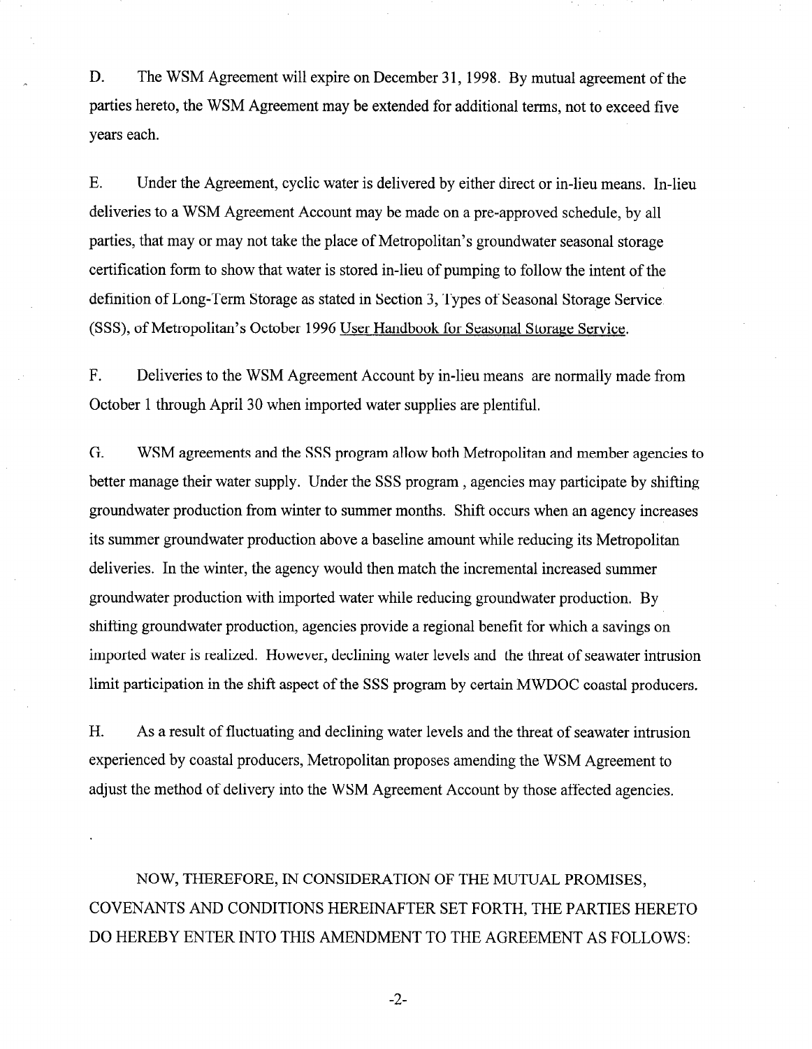D. The WSM Agreement will expire on December 31, 1998. By mutual agreement of the parties hereto, the WSM Agreement may be extended for additional terms, not to exceed five years each.

E. Under the Agreement, cyclic water is delivered by either direct or in-lieu means. In-lieu deliveries to a WSM Agreement Account may be made on a pre-approved schedule, by all parties, that may or may not take the place of Metropolitan's groundwater seasonal storage certification form to show that water is stored in-lieu of pumping to follow the intent of the definition of Long-Term Storage as stated in Section 3, Types of Seasonal Storage Service (SSS), of Metropolitan's October 1996 User Handbook for Seasonal Storage Service.

F. Deliveries to the WSM Agreement Account by in-lieu means are normally made from October 1 through April 30 when imported water supplies are plentiful.

G. WSM agreements and the SSS program allow both Metropolitan and member agencies to better manage their water supply. Under the SSS program , agencies may participate by shifting groundwater production from winter to summer months. Shift occurs when an agency increases its summer groundwater production above a baseline amount while reducing its Metropolitan deliveries. In the winter, the agency would then match the incremental increased summer groundwater production with imported water while reducing groundwater production. By shifting groundwater production, agencies provide a regional benefit for which a savings on imported water is realized. However, declining water levels and the threat of seawater intrusion limit participation in the shift aspect of the SSS program by certain MWDOC coastal producers.

H. As a result of fluctuating and declining water levels and the threat of seawater intrusion experienced by coastal producers, Metropolitan proposes amending the WSM Agreement to adjust the method of delivery into the WSM Agreement Account by those affected agencies.

NOW, THEREFORE, IN CONSIDERATION OF THE MUTUAL PROMISES, COVENANTS AND CONDITIONS HEREINAFTER SET FORTH, THE PARTIES HERETO DO HEREBY ENTER INTO THIS AMENDMENT TO THE AGREEMENT AS FOLLOWS: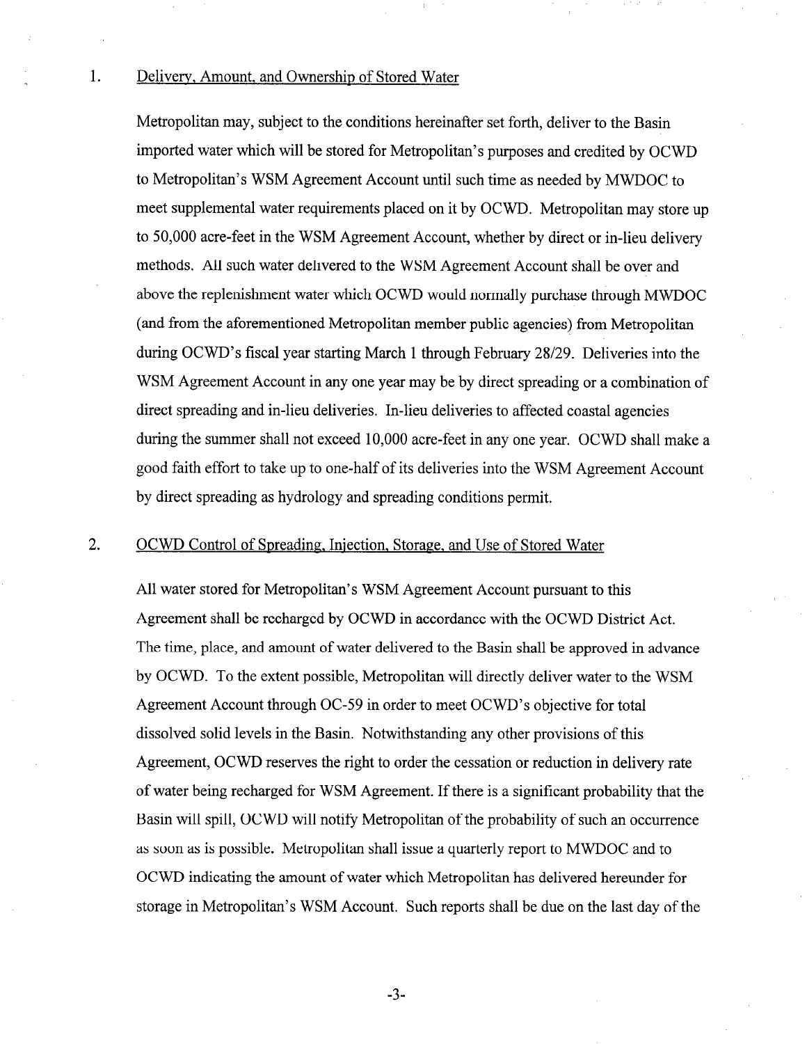1. <u>Delivery, Amount, and Ownership of Stored Water</u>

   Metropolitan may, subject to the conditions hereinafter set forth, deliver to the Basin imported water which will be stored for Metropolitan's purposes and credited by OCWD to Metropolitan's WSM Agreement Account until such time as needed by MWDOC to meet supplemental water requirements placed on it by OCWD. Metropolitan may store up to 50,000 acre-feet in the WSM Agreement Account, whether by direct or in-lieu delivery methods. All such water delivered to the WSM Agreement Account shall be over and above the replenishment water which OCWD would normally purchase through MWDOC (and from the aforementioned Metropolitan member public agencies) from Metropolitan during OCWD's fiscal year starting March 1 through February 28/29. Deliveries into the WSM Agreement Account in any one year may be by direct spreading or a combination of direct spreading and in-lieu deliveries. In-lieu deliveries to affected coastal agencies during the summer shall not exceed 10,000 acre-feet in any one year. OCWD shall make a good faith effort to take up to one-half of its deliveries into the WSM Agreement Account by direct spreading as hydrology and spreading conditions permit.

2. <u>OCWD Control of Spreading, Injection, Storage, and Use of Stored Water</u>

   All water stored for Metropolitan's WSM Agreement Account pursuant to this Agreement shall be recharged by OCWD in accordance with the OCWD District Act. The time, place, and amount of water delivered to the Basin shall be approved in advance by OCWD. To the extent possible, Metropolitan will directly deliver water to the WSM Agreement Account through OC-59 in order to meet OCWD's objective for total dissolved solid levels in the Basin. Notwithstanding any other provisions of this Agreement, OCWD reserves the right to order the cessation or reduction in delivery rate of water being recharged for WSM Agreement. If there is a significant probability that the Basin will spill, OCWD will notify Metropolitan of the probability of such an occurrence as soon as is possible. Metropolitan shall issue a quarterly report to MWDOC and to OCWD indicating the amount of water which Metropolitan has delivered hereunder for storage in Metropolitan's WSM Account. Such reports shall be due on the last day of the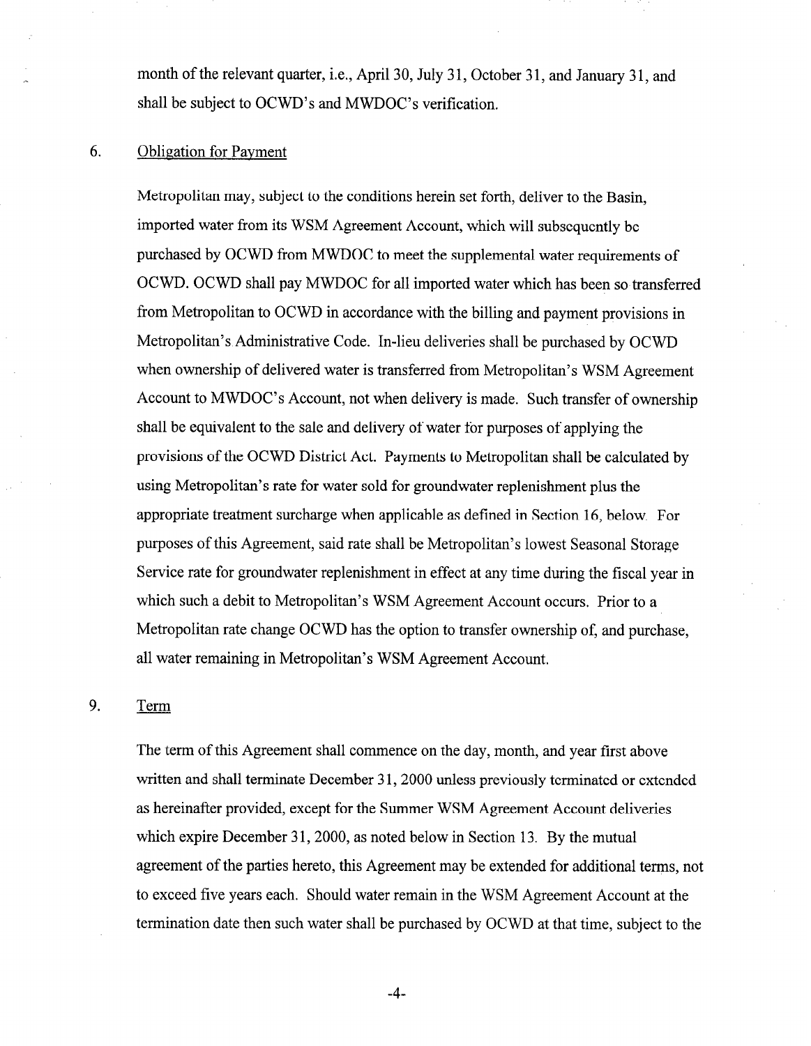month of the relevant quarter, i.e., April 30, July 31, October 31, and January 31, and shall be subject to OCWD's and MWDOC's verification.

6. Obligation for Payment

Metropolitan may, subject to the conditions herein set forth, deliver to the Basin, imported water from its WSM Agreement Account, which will subsequently be purchased by OCWD from MWDOC to meet the supplemental water requirements of OCWD. OCWD shall pay MWDOC for all imported water which has been so transferred from Metropolitan to OCWD in accordance with the billing and payment provisions in Metropolitan's Administrative Code. In-lieu deliveries shall be purchased by OCWD when ownership of delivered water is transferred from Metropolitan's WSM Agreement Account to MWDOC's Account, not when delivery is made. Such transfer of ownership shall be equivalent to the sale and delivery of water for purposes of applying the provisions of the OCWD District Act. Payments to Metropolitan shall be calculated by using Metropolitan's rate for water sold for groundwater replenishment plus the appropriate treatment surcharge when applicable as defined in Section 16, below. For purposes of this Agreement, said rate shall be Metropolitan's lowest Seasonal Storage Service rate for groundwater replenishment in effect at any time during the fiscal year in which such a debit to Metropolitan's WSM Agreement Account occurs. Prior to a Metropolitan rate change OCWD has the option to transfer ownership of, and purchase, all water remaining in Metropolitan's WSM Agreement Account.

9. Term

The term of this Agreement shall commence on the day, month, and year first above written and shall terminate December 31, 2000 unless previously terminated or extended as hereinafter provided, except for the Summer WSM Agreement Account deliveries which expire December 31, 2000, as noted below in Section 13. By the mutual agreement of the parties hereto, this Agreement may be extended for additional terms, not to exceed five years each. Should water remain in the WSM Agreement Account at the termination date then such water shall be purchased by OCWD at that time, subject to the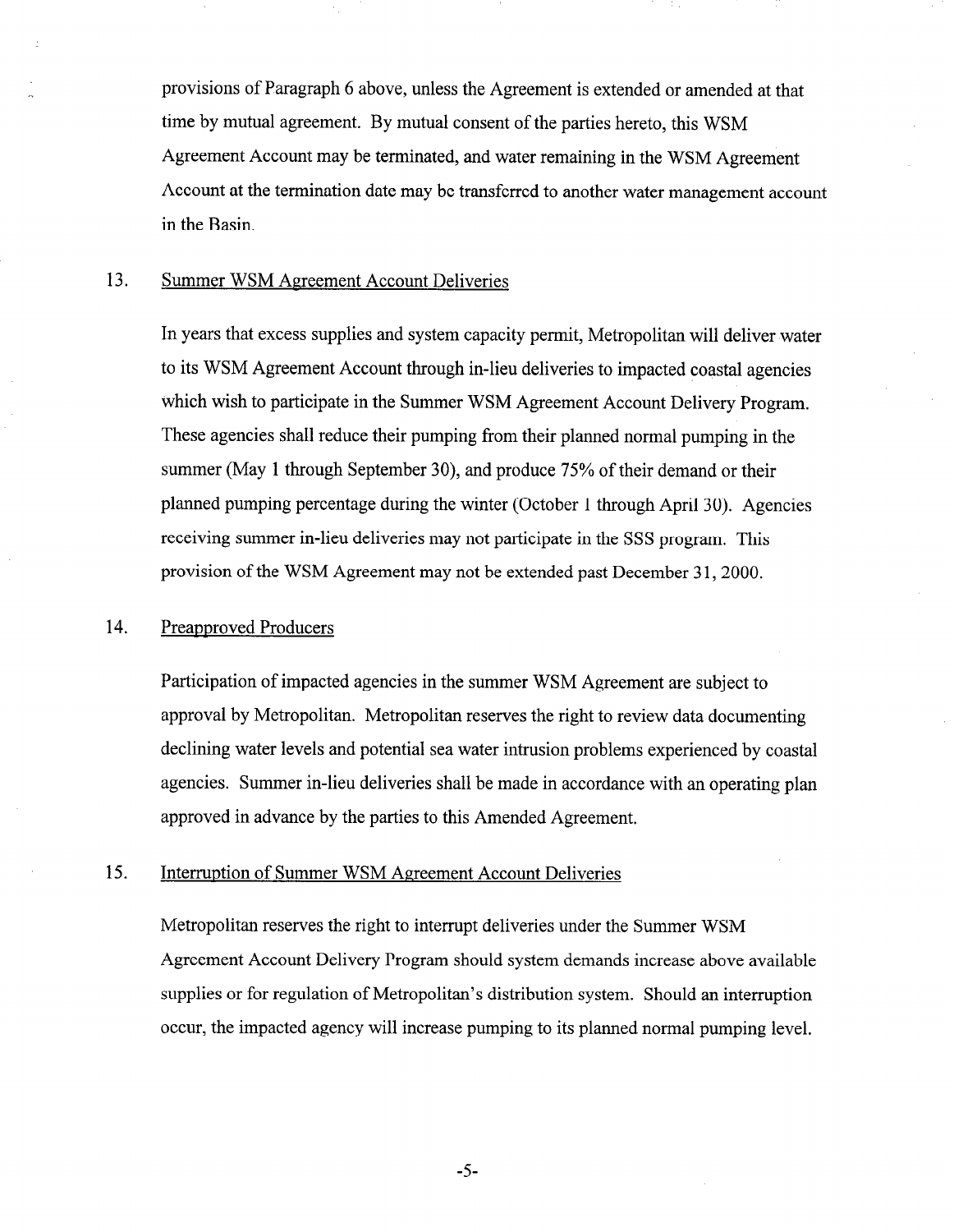provisions of Paragraph 6 above, unless the Agreement is extended or amended at that time by mutual agreement. By mutual consent of the parties hereto, this WSM Agreement Account may be terminated, and water remaining in the WSM Agreement Account at the termination date may be transferred to another water management account in the Basin.

13. Summer WSM Agreement Account Deliveries

In years that excess supplies and system capacity permit, Metropolitan will deliver water to its WSM Agreement Account through in-lieu deliveries to impacted coastal agencies which wish to participate in the Summer WSM Agreement Account Delivery Program. These agencies shall reduce their pumping from their planned normal pumping in the summer (May 1 through September 30), and produce 75% of their demand or their planned pumping percentage during the winter (October 1 through April 30). Agencies receiving summer in-lieu deliveries may not participate in the SSS program. This provision of the WSM Agreement may not be extended past December 31, 2000.

14. Preapproved Producers

Participation of impacted agencies in the summer WSM Agreement are subject to approval by Metropolitan. Metropolitan reserves the right to review data documenting declining water levels and potential sea water intrusion problems experienced by coastal agencies. Summer in-lieu deliveries shall be made in accordance with an operating plan approved in advance by the parties to this Amended Agreement.

15. Interruption of Summer WSM Agreement Account Deliveries

Metropolitan reserves the right to interrupt deliveries under the Summer WSM Agreement Account Delivery Program should system demands increase above available supplies or for regulation of Metropolitan's distribution system. Should an interruption occur, the impacted agency will increase pumping to its planned normal pumping level.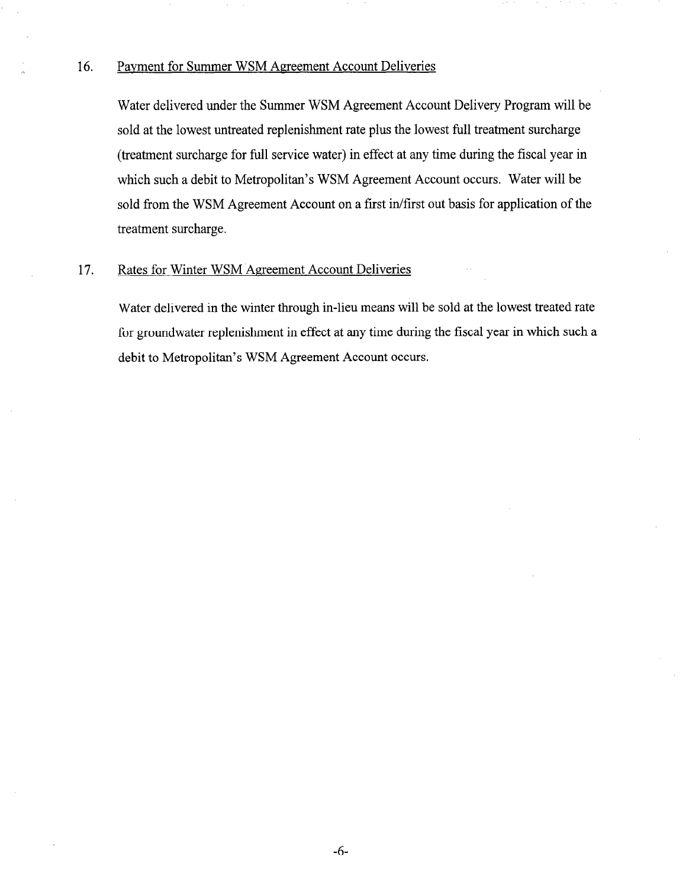16. Payment for Summer WSM Agreement Account Deliveries

    Water delivered under the Summer WSM Agreement Account Delivery Program will be sold at the lowest untreated replenishment rate plus the lowest full treatment surcharge (treatment surcharge for full service water) in effect at any time during the fiscal year in which such a debit to Metropolitan's WSM Agreement Account occurs. Water will be sold from the WSM Agreement Account on a first in/first out basis for application of the treatment surcharge.

17. Rates for Winter WSM Agreement Account Deliveries

    Water delivered in the winter through in-lieu means will be sold at the lowest treated rate for groundwater replenishment in effect at any time during the fiscal year in which such a debit to Metropolitan's WSM Agreement Account occurs.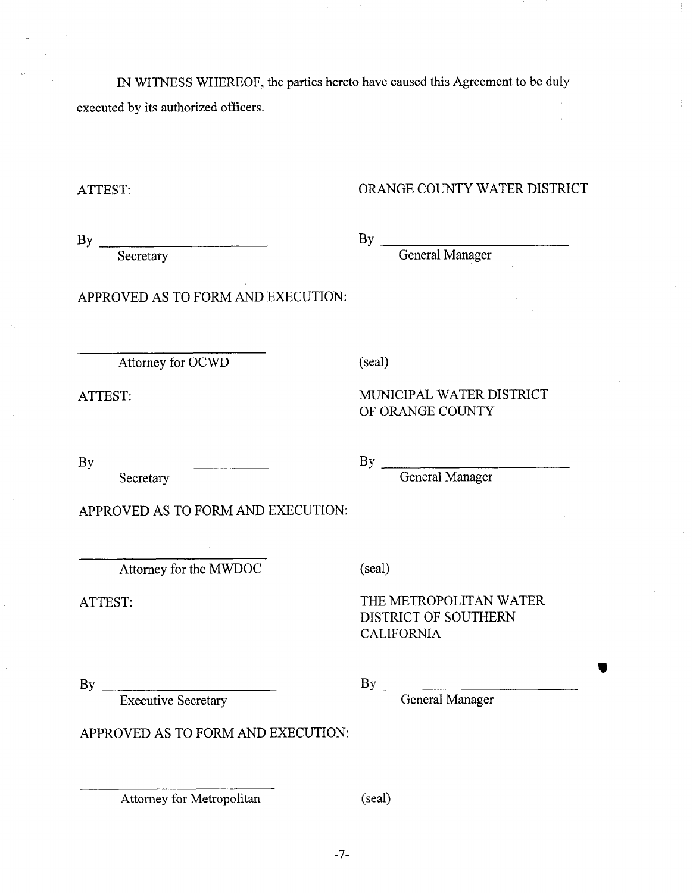IN WITNESS WHEREOF, the parties hereto have caused this Agreement to be duly executed by its authorized officers.

ATTEST:

By ________________________
Secretary

APPROVED AS TO FORM AND EXECUTION:

________________________
Attorney for OCWD

ORANGE COUNTY WATER DISTRICT

By ________________________
General Manager

(seal)

ATTEST:

By ________________________
Secretary

APPROVED AS TO FORM AND EXECUTION:

________________________
Attorney for the MWDOC

MUNICIPAL WATER DISTRICT OF ORANGE COUNTY

By ________________________
General Manager

(seal)

ATTEST:

By ________________________
Executive Secretary

APPROVED AS TO FORM AND EXECUTION:

________________________
Attorney for Metropolitan

THE METROPOLITAN WATER DISTRICT OF SOUTHERN CALIFORNIA

By ________________________
General Manager

(seal)